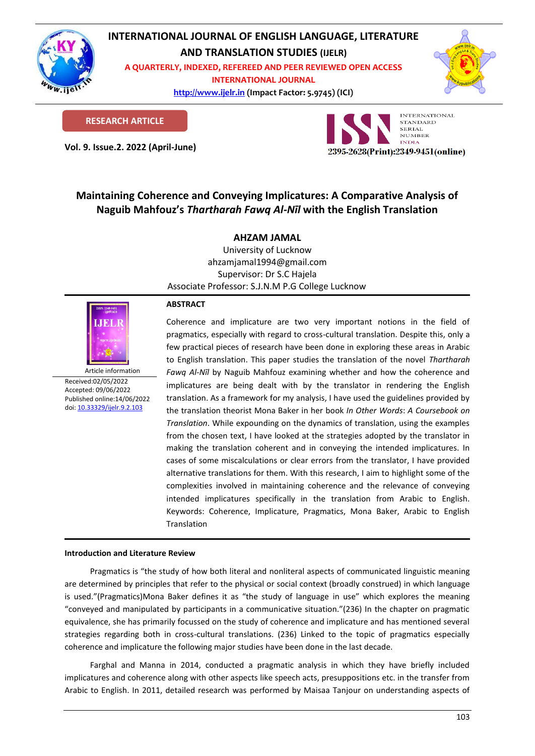# INTERNATIONAL JOURNAL OF ENGLISH LANGUAGE, LITERATURE AND TRANSLATION STUDIES (IJELR)

A QUARTERLY, INDEXED, REFEREED AND PEER REVIEWED OPEN ACCESS INTERNATIONAL JOURNAL

http://www.ijelr.in (Impact Factor: 5.9745) (ICI)

**RESEARCH ARTICLE**

**Vol. 9. Issue.2. 2022 (April-June)**

2395-2628(Print):2349-9451(online)

## Maintaining Coherence and Conveying Implicatures: A Comparative Analysis of Naguib Mahfouz's *Thartharah Fawq Al-Nīl* with the English Translation

**AHZAM JAMAL**

University of Lucknow
ahzamjamal1994@gmail.com
Supervisor: Dr S.C Hajela
Associate Professor: S.J.N.M P.G College Lucknow

Article information
Received:02/05/2022
Accepted: 09/06/2022
Published online:14/06/2022
doi: 10.33329/ijelr.9.2.103

**ABSTRACT**

Coherence and implicature are two very important notions in the field of pragmatics, especially with regard to cross-cultural translation. Despite this, only a few practical pieces of research have been done in exploring these areas in Arabic to English translation. This paper studies the translation of the novel *Thartharah Fawq Al-Nīl* by Naguib Mahfouz examining whether and how the coherence and implicatures are being dealt with by the translator in rendering the English translation. As a framework for my analysis, I have used the guidelines provided by the translation theorist Mona Baker in her book *In Other Words*: *A Coursebook on Translation*. While expounding on the dynamics of translation, using the examples from the chosen text, I have looked at the strategies adopted by the translator in making the translation coherent and in conveying the intended implicatures. In cases of some miscalculations or clear errors from the translator, I have provided alternative translations for them. With this research, I aim to highlight some of the complexities involved in maintaining coherence and the relevance of conveying intended implicatures specifically in the translation from Arabic to English. Keywords: Coherence, Implicature, Pragmatics, Mona Baker, Arabic to English Translation

**Introduction and Literature Review**

Pragmatics is "the study of how both literal and nonliteral aspects of communicated linguistic meaning are determined by principles that refer to the physical or social context (broadly construed) in which language is used."(Pragmatics)Mona Baker defines it as "the study of language in use" which explores the meaning "conveyed and manipulated by participants in a communicative situation."(236) In the chapter on pragmatic equivalence, she has primarily focussed on the study of coherence and implicature and has mentioned several strategies regarding both in cross-cultural translations. (236) Linked to the topic of pragmatics especially coherence and implicature the following major studies have been done in the last decade.

Farghal and Manna in 2014, conducted a pragmatic analysis in which they have briefly included implicatures and coherence along with other aspects like speech acts, presuppositions etc. in the transfer from Arabic to English. In 2011, detailed research was performed by Maisaa Tanjour on understanding aspects of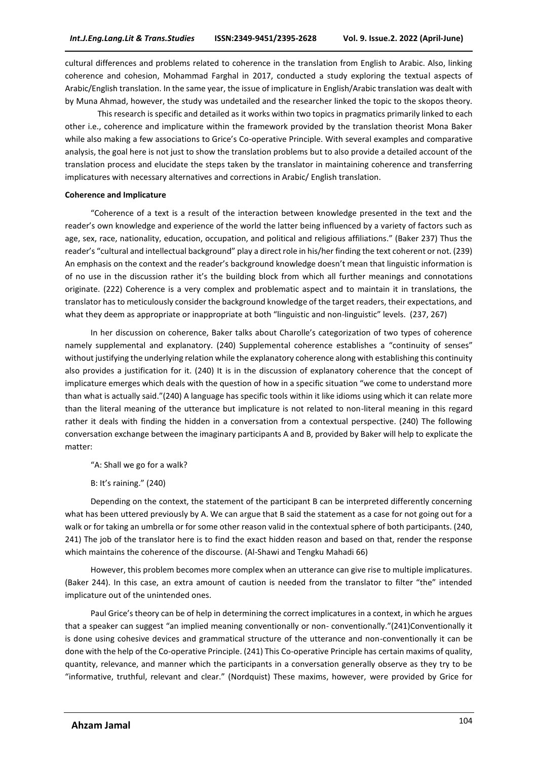cultural differences and problems related to coherence in the translation from English to Arabic. Also, linking coherence and cohesion, Mohammad Farghal in 2017, conducted a study exploring the textual aspects of Arabic/English translation. In the same year, the issue of implicature in English/Arabic translation was dealt with by Muna Ahmad, however, the study was undetailed and the researcher linked the topic to the skopos theory.

This research is specific and detailed as it works within two topics in pragmatics primarily linked to each other i.e., coherence and implicature within the framework provided by the translation theorist Mona Baker while also making a few associations to Grice's Co-operative Principle. With several examples and comparative analysis, the goal here is not just to show the translation problems but to also provide a detailed account of the translation process and elucidate the steps taken by the translator in maintaining coherence and transferring implicatures with necessary alternatives and corrections in Arabic/ English translation.

**Coherence and Implicature**

"Coherence of a text is a result of the interaction between knowledge presented in the text and the reader's own knowledge and experience of the world the latter being influenced by a variety of factors such as age, sex, race, nationality, education, occupation, and political and religious affiliations." (Baker 237) Thus the reader's "cultural and intellectual background" play a direct role in his/her finding the text coherent or not. (239) An emphasis on the context and the reader's background knowledge doesn't mean that linguistic information is of no use in the discussion rather it's the building block from which all further meanings and connotations originate. (222) Coherence is a very complex and problematic aspect and to maintain it in translations, the translator has to meticulously consider the background knowledge of the target readers, their expectations, and what they deem as appropriate or inappropriate at both "linguistic and non-linguistic" levels. (237, 267)

In her discussion on coherence, Baker talks about Charolle's categorization of two types of coherence namely supplemental and explanatory. (240) Supplemental coherence establishes a "continuity of senses" without justifying the underlying relation while the explanatory coherence along with establishing this continuity also provides a justification for it. (240) It is in the discussion of explanatory coherence that the concept of implicature emerges which deals with the question of how in a specific situation "we come to understand more than what is actually said."(240) A language has specific tools within it like idioms using which it can relate more than the literal meaning of the utterance but implicature is not related to non-literal meaning in this regard rather it deals with finding the hidden in a conversation from a contextual perspective. (240) The following conversation exchange between the imaginary participants A and B, provided by Baker will help to explicate the matter:

"A: Shall we go for a walk?

B: It's raining." (240)

Depending on the context, the statement of the participant B can be interpreted differently concerning what has been uttered previously by A. We can argue that B said the statement as a case for not going out for a walk or for taking an umbrella or for some other reason valid in the contextual sphere of both participants. (240, 241) The job of the translator here is to find the exact hidden reason and based on that, render the response which maintains the coherence of the discourse. (Al-Shawi and Tengku Mahadi 66)

However, this problem becomes more complex when an utterance can give rise to multiple implicatures. (Baker 244). In this case, an extra amount of caution is needed from the translator to filter "the" intended implicature out of the unintended ones.

Paul Grice's theory can be of help in determining the correct implicatures in a context, in which he argues that a speaker can suggest "an implied meaning conventionally or non- conventionally."(241)Conventionally it is done using cohesive devices and grammatical structure of the utterance and non-conventionally it can be done with the help of the Co-operative Principle. (241) This Co-operative Principle has certain maxims of quality, quantity, relevance, and manner which the participants in a conversation generally observe as they try to be "informative, truthful, relevant and clear." (Nordquist) These maxims, however, were provided by Grice for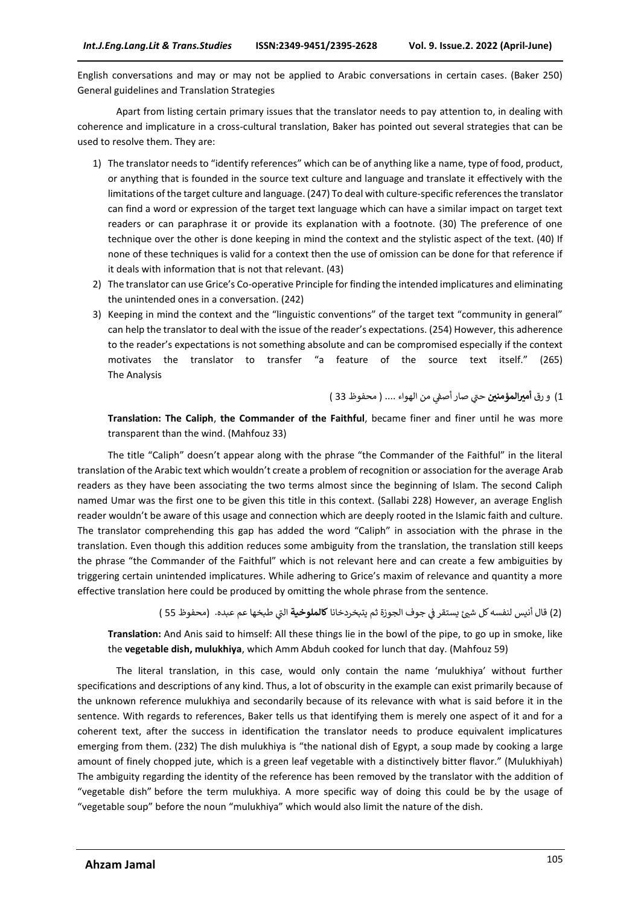English conversations and may or may not be applied to Arabic conversations in certain cases. (Baker 250)

General guidelines and Translation Strategies

Apart from listing certain primary issues that the translator needs to pay attention to, in dealing with coherence and implicature in a cross-cultural translation, Baker has pointed out several strategies that can be used to resolve them. They are:

1) The translator needs to "identify references" which can be of anything like a name, type of food, product, or anything that is founded in the source text culture and language and translate it effectively with the limitations of the target culture and language. (247) To deal with culture-specific references the translator can find a word or expression of the target text language which can have a similar impact on target text readers or can paraphrase it or provide its explanation with a footnote. (30) The preference of one technique over the other is done keeping in mind the context and the stylistic aspect of the text. (40) If none of these techniques is valid for a context then the use of omission can be done for that reference if it deals with information that is not that relevant. (43)
2) The translator can use Grice's Co-operative Principle for finding the intended implicatures and eliminating the unintended ones in a conversation. (242)
3) Keeping in mind the context and the "linguistic conventions" of the target text "community in general" can help the translator to deal with the issue of the reader's expectations. (254) However, this adherence to the reader's expectations is not something absolute and can be compromised especially if the context motivates the translator to transfer "a feature of the source text itself." (265)

The Analysis

1) و رق **أميرالمؤمنين** حتي صار أصفي من الهواء .... ( محفوظ 33 )

**Translation: The Caliph**, **the Commander of the Faithful**, became finer and finer until he was more transparent than the wind. (Mahfouz 33)

The title "Caliph" doesn't appear along with the phrase "the Commander of the Faithful" in the literal translation of the Arabic text which wouldn't create a problem of recognition or association for the average Arab readers as they have been associating the two terms almost since the beginning of Islam. The second Caliph named Umar was the first one to be given this title in this context. (Sallabi 228) However, an average English reader wouldn't be aware of this usage and connection which are deeply rooted in the Islamic faith and culture. The translator comprehending this gap has added the word "Caliph" in association with the phrase in the translation. Even though this addition reduces some ambiguity from the translation, the translation still keeps the phrase "the Commander of the Faithful" which is not relevant here and can create a few ambiguities by triggering certain unintended implicatures. While adhering to Grice's maxim of relevance and quantity a more effective translation here could be produced by omitting the whole phrase from the sentence.

(2) قال أنيس لنفسه كل شيئ يستقر في جوف الجوزة ثم يتبخردخانا **كالملوخية** التي طبخها عم عبده. (محفوظ 55 )

**Translation:** And Anis said to himself: All these things lie in the bowl of the pipe, to go up in smoke, like the **vegetable dish, mulukhiya**, which Amm Abduh cooked for lunch that day. (Mahfouz 59)

The literal translation, in this case, would only contain the name 'mulukhiya' without further specifications and descriptions of any kind. Thus, a lot of obscurity in the example can exist primarily because of the unknown reference mulukhiya and secondarily because of its relevance with what is said before it in the sentence. With regards to references, Baker tells us that identifying them is merely one aspect of it and for a coherent text, after the success in identification the translator needs to produce equivalent implicatures emerging from them. (232) The dish mulukhiya is "the national dish of Egypt, a soup made by cooking a large amount of finely chopped jute, which is a green leaf vegetable with a distinctively bitter flavor." (Mulukhiyah) The ambiguity regarding the identity of the reference has been removed by the translator with the addition of "vegetable dish" before the term mulukhiya. A more specific way of doing this could be by the usage of "vegetable soup" before the noun "mulukhiya" which would also limit the nature of the dish.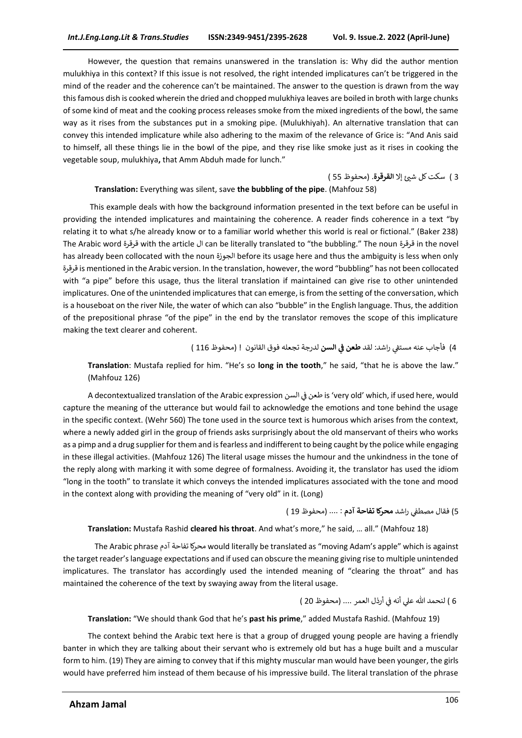However, the question that remains unanswered in the translation is: Why did the author mention mulukhiya in this context? If this issue is not resolved, the right intended implicatures can't be triggered in the mind of the reader and the coherence can't be maintained. The answer to the question is drawn from the way this famous dish is cooked wherein the dried and chopped mulukhiya leaves are boiled in broth with large chunks of some kind of meat and the cooking process releases smoke from the mixed ingredients of the bowl, the same way as it rises from the substances put in a smoking pipe. (Mulukhiyah). An alternative translation that can convey this intended implicature while also adhering to the maxim of the relevance of Grice is: "And Anis said to himself, all these things lie in the bowl of the pipe, and they rise like smoke just as it rises in cooking the vegetable soup, mulukhiya**,** that Amm Abduh made for lunch."

3 ) سكت كل شيئ إلا **القرقرة**. (محفوظ 55 )

**Translation:** Everything was silent, save **the bubbling of the pipe**. (Mahfouz 58)

This example deals with how the background information presented in the text before can be useful in providing the intended implicatures and maintaining the coherence. A reader finds coherence in a text "by relating it to what s/he already know or to a familiar world whether this world is real or fictional." (Baker 238) The Arabic word قرقرة with the article ال can be literally translated to "the bubbling." The noun قرقرة in the novel has already been collocated with the noun الجوزة before its usage here and thus the ambiguity is less when only قرقرة is mentioned in the Arabic version. In the translation, however, the word "bubbling" has not been collocated with "a pipe" before this usage, thus the literal translation if maintained can give rise to other unintended implicatures. One of the unintended implicatures that can emerge, is from the setting of the conversation, which is a houseboat on the river Nile, the water of which can also "bubble" in the English language. Thus, the addition of the prepositional phrase "of the pipe" in the end by the translator removes the scope of this implicature making the text clearer and coherent.

4) فأجاب عنه مستفي راشد: لقد **طعن في السن** لدرجة تجعله فوق القانون ! (محفوظ 116 )

**Translation**: Mustafa replied for him. "He's so **long in the tooth**," he said, "that he is above the law." (Mahfouz 126)

A decontextualized translation of the Arabic expression طعن في السن is 'very old' which, if used here, would capture the meaning of the utterance but would fail to acknowledge the emotions and tone behind the usage in the specific context. (Wehr 560) The tone used in the source text is humorous which arises from the context, where a newly added girl in the group of friends asks surprisingly about the old manservant of theirs who works as a pimp and a drug supplier for them and is fearless and indifferent to being caught by the police while engaging in these illegal activities. (Mahfouz 126) The literal usage misses the humour and the unkindness in the tone of the reply along with marking it with some degree of formalness. Avoiding it, the translator has used the idiom "long in the tooth" to translate it which conveys the intended implicatures associated with the tone and mood in the context along with providing the meaning of "very old" in it. (Long)

5) فقال مصطفي راشد **محركا تفاحة آدم** : .... (محفوظ 19 )

**Translation:** Mustafa Rashid **cleared his throat**. And what's more," he said, … all." (Mahfouz 18)

The Arabic phrase محركا تفاحة آدم would literally be translated as "moving Adam's apple" which is against the target reader's language expectations and if used can obscure the meaning giving rise to multiple unintended implicatures. The translator has accordingly used the intended meaning of "clearing the throat" and has maintained the coherence of the text by swaying away from the literal usage.

6 ) لنحمد الله علي أنه في أرذل العمر .... (محفوظ 20 )

**Translation:** "We should thank God that he's **past his prime**," added Mustafa Rashid. (Mahfouz 19)

The context behind the Arabic text here is that a group of drugged young people are having a friendly banter in which they are talking about their servant who is extremely old but has a huge built and a muscular form to him. (19) They are aiming to convey that if this mighty muscular man would have been younger, the girls would have preferred him instead of them because of his impressive build. The literal translation of the phrase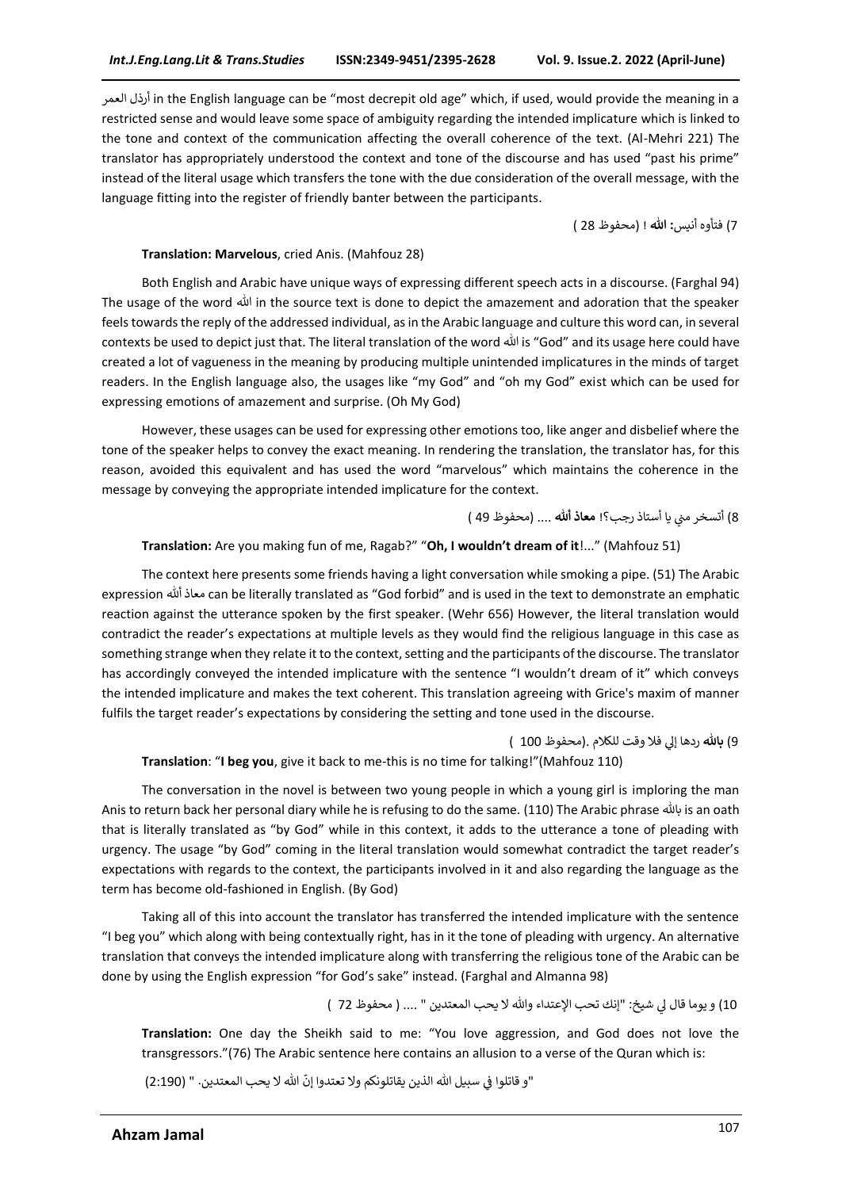أرذل العمر in the English language can be "most decrepit old age" which, if used, would provide the meaning in a restricted sense and would leave some space of ambiguity regarding the intended implicature which is linked to the tone and context of the communication affecting the overall coherence of the text. (Al-Mehri 221) The translator has appropriately understood the context and tone of the discourse and has used "past his prime" instead of the literal usage which transfers the tone with the due consideration of the overall message, with the language fitting into the register of friendly banter between the participants.

7) فتأوه أنيس: **الله** ! (محفوظ 28 )

**Translation: Marvelous**, cried Anis. (Mahfouz 28)

Both English and Arabic have unique ways of expressing different speech acts in a discourse. (Farghal 94) The usage of the word الله in the source text is done to depict the amazement and adoration that the speaker feels towards the reply of the addressed individual, as in the Arabic language and culture this word can, in several contexts be used to depict just that. The literal translation of the word الله is "God" and its usage here could have created a lot of vagueness in the meaning by producing multiple unintended implicatures in the minds of target readers. In the English language also, the usages like "my God" and "oh my God" exist which can be used for expressing emotions of amazement and surprise. (Oh My God)

However, these usages can be used for expressing other emotions too, like anger and disbelief where the tone of the speaker helps to convey the exact meaning. In rendering the translation, the translator has, for this reason, avoided this equivalent and has used the word "marvelous" which maintains the coherence in the message by conveying the appropriate intended implicature for the context.

8) أتسخر مني يا أستاذ رجب؟! **معاذ الله** .... (محفوظ 49 )

**Translation:** Are you making fun of me, Ragab?" "**Oh, I wouldn't dream of it**!..." (Mahfouz 51)

The context here presents some friends having a light conversation while smoking a pipe. (51) The Arabic expression معاذ ألله can be literally translated as "God forbid" and is used in the text to demonstrate an emphatic reaction against the utterance spoken by the first speaker. (Wehr 656) However, the literal translation would contradict the reader's expectations at multiple levels as they would find the religious language in this case as something strange when they relate it to the context, setting and the participants of the discourse. The translator has accordingly conveyed the intended implicature with the sentence "I wouldn't dream of it" which conveys the intended implicature and makes the text coherent. This translation agreeing with Grice's maxim of manner fulfils the target reader's expectations by considering the setting and tone used in the discourse.

9) **بالله** ردها إلي فلا وقت للكلام .(محفوظ 100 )

**Translation**: "**I beg you**, give it back to me-this is no time for talking!"(Mahfouz 110)

The conversation in the novel is between two young people in which a young girl is imploring the man Anis to return back her personal diary while he is refusing to do the same. (110) The Arabic phrase بالله is an oath that is literally translated as "by God" while in this context, it adds to the utterance a tone of pleading with urgency. The usage "by God" coming in the literal translation would somewhat contradict the target reader's expectations with regards to the context, the participants involved in it and also regarding the language as the term has become old-fashioned in English. (By God)

Taking all of this into account the translator has transferred the intended implicature with the sentence "I beg you" which along with being contextually right, has in it the tone of pleading with urgency. An alternative translation that conveys the intended implicature along with transferring the religious tone of the Arabic can be done by using the English expression "for God's sake" instead. (Farghal and Almanna 98)

10) و يوما قال لي شيخ: "إنك تحب الإعتداء والله لا يحب المعتدين " .... ( محفوظ 72 )

**Translation:** One day the Sheikh said to me: "You love aggression, and God does not love the transgressors."(76) The Arabic sentence here contains an allusion to a verse of the Quran which is:

"و قاتلوا في سبيل الله الذين يقاتلونكم ولا تعتدوا إنّ الله لا يحب المعتدين. " (2:190)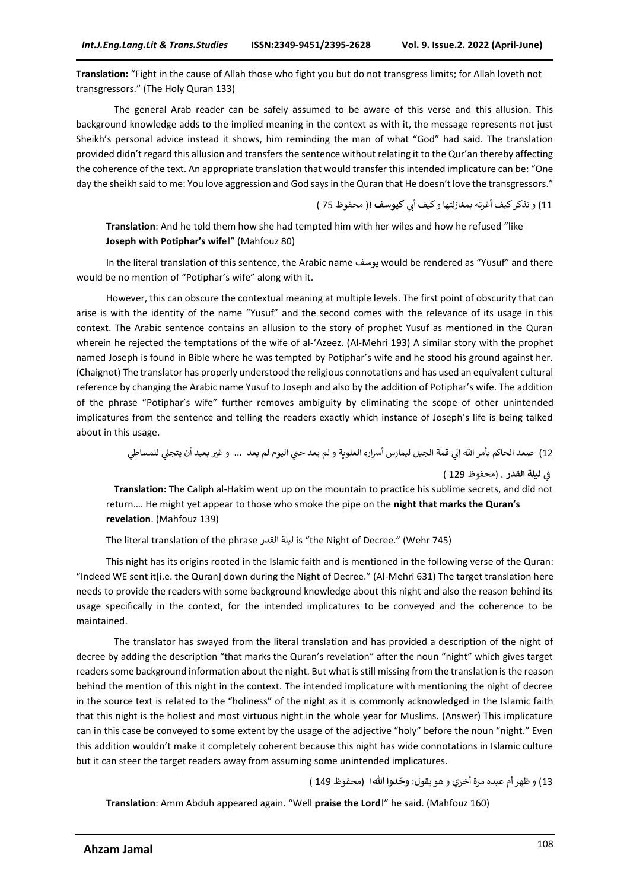**Translation:** "Fight in the cause of Allah those who fight you but do not transgress limits; for Allah loveth not transgressors." (The Holy Quran 133)

The general Arab reader can be safely assumed to be aware of this verse and this allusion. This background knowledge adds to the implied meaning in the context as with it, the message represents not just Sheikh's personal advice instead it shows, him reminding the man of what "God" had said. The translation provided didn't regard this allusion and transfers the sentence without relating it to the Qur'an thereby affecting the coherence of the text. An appropriate translation that would transfer this intended implicature can be: "One day the sheikh said to me: You love aggression and God says in the Quran that He doesn't love the transgressors."

11) و تذكر كيف أغرته بمغازلتها وكيف أبي **كيوسف** !( محفوظ 75 )

**Translation**: And he told them how she had tempted him with her wiles and how he refused "like **Joseph with Potiphar's wife**!" (Mahfouz 80)

In the literal translation of this sentence, the Arabic name يوسف would be rendered as "Yusuf" and there would be no mention of "Potiphar's wife" along with it.

However, this can obscure the contextual meaning at multiple levels. The first point of obscurity that can arise is with the identity of the name "Yusuf" and the second comes with the relevance of its usage in this context. The Arabic sentence contains an allusion to the story of prophet Yusuf as mentioned in the Quran wherein he rejected the temptations of the wife of al-'Azeez. (Al-Mehri 193) A similar story with the prophet named Joseph is found in Bible where he was tempted by Potiphar's wife and he stood his ground against her. (Chaignot) The translator has properly understood the religious connotations and has used an equivalent cultural reference by changing the Arabic name Yusuf to Joseph and also by the addition of Potiphar's wife. The addition of the phrase "Potiphar's wife" further removes ambiguity by eliminating the scope of other unintended implicatures from the sentence and telling the readers exactly which instance of Joseph's life is being talked about in this usage.

12) صعد الحاكم بأمر الله إلي قمة الجبل ليمارس أسراره العلوية و لم يعد حتي اليوم لم يعد ... و غير بعيد أن يتجلي للمساطي في **ليلة القدر** . (محفوظ 129 )

**Translation:** The Caliph al-Hakim went up on the mountain to practice his sublime secrets, and did not return…. He might yet appear to those who smoke the pipe on the **night that marks the Quran's revelation**. (Mahfouz 139)

The literal translation of the phrase ليلة القدر is "the Night of Decree." (Wehr 745)

This night has its origins rooted in the Islamic faith and is mentioned in the following verse of the Quran: "Indeed WE sent it[i.e. the Quran] down during the Night of Decree." (Al-Mehri 631) The target translation here needs to provide the readers with some background knowledge about this night and also the reason behind its usage specifically in the context, for the intended implicatures to be conveyed and the coherence to be maintained.

The translator has swayed from the literal translation and has provided a description of the night of decree by adding the description "that marks the Quran's revelation" after the noun "night" which gives target readers some background information about the night. But what is still missing from the translation is the reason behind the mention of this night in the context. The intended implicature with mentioning the night of decree in the source text is related to the "holiness" of the night as it is commonly acknowledged in the Islamic faith that this night is the holiest and most virtuous night in the whole year for Muslims. (Answer) This implicature can in this case be conveyed to some extent by the usage of the adjective "holy" before the noun "night." Even this addition wouldn't make it completely coherent because this night has wide connotations in Islamic culture but it can steer the target readers away from assuming some unintended implicatures.

13) و ظهر أم عبده مرة أخري و هو يقول: **وحّدوا الله!** (محفوظ 149 )

**Translation**: Amm Abduh appeared again. "Well **praise the Lord**!" he said. (Mahfouz 160)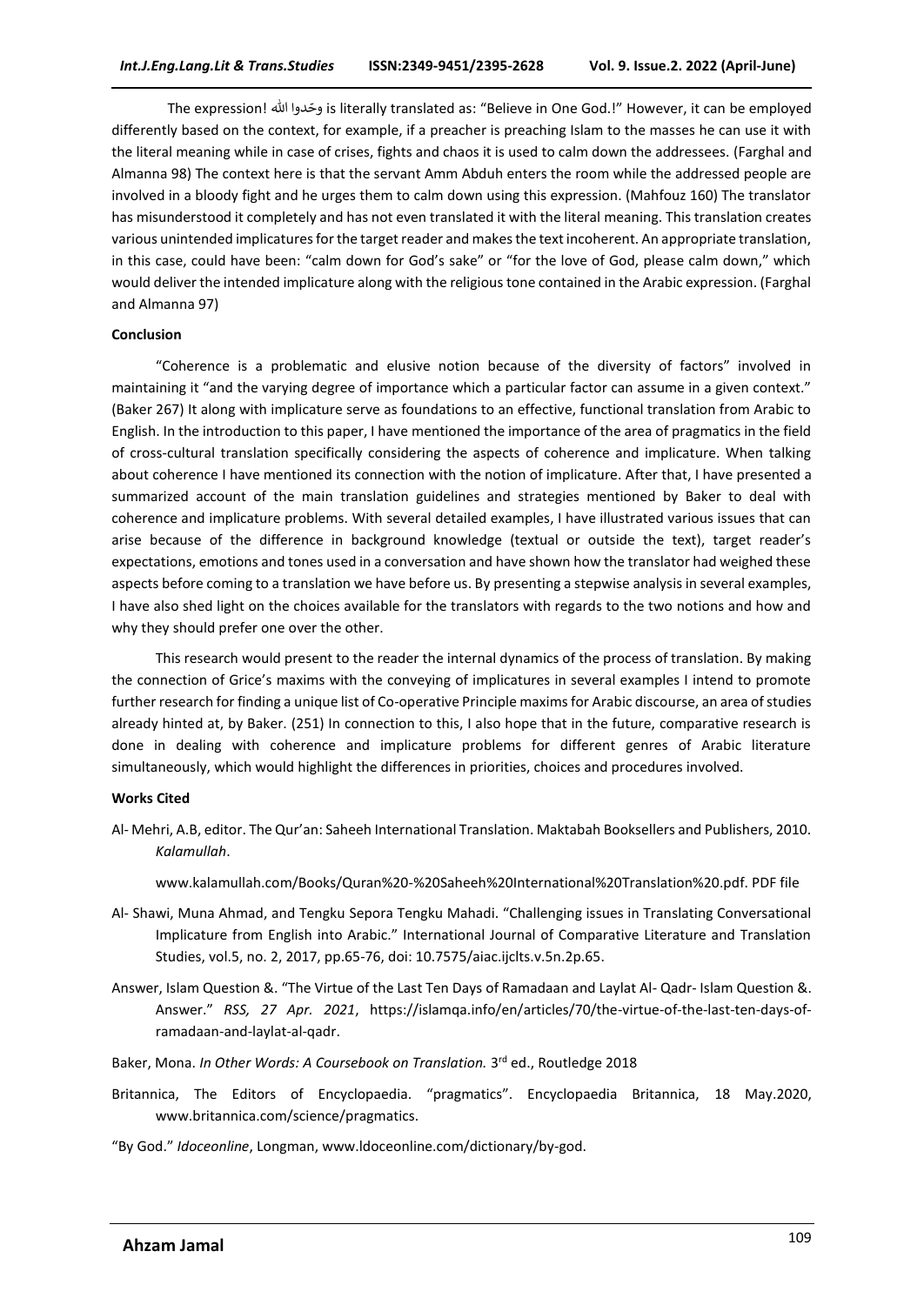The expression! وحّدوا الله is literally translated as: "Believe in One God.!" However, it can be employed differently based on the context, for example, if a preacher is preaching Islam to the masses he can use it with the literal meaning while in case of crises, fights and chaos it is used to calm down the addressees. (Farghal and Almanna 98) The context here is that the servant Amm Abduh enters the room while the addressed people are involved in a bloody fight and he urges them to calm down using this expression. (Mahfouz 160) The translator has misunderstood it completely and has not even translated it with the literal meaning. This translation creates various unintended implicatures for the target reader and makes the text incoherent. An appropriate translation, in this case, could have been: "calm down for God's sake" or "for the love of God, please calm down," which would deliver the intended implicature along with the religious tone contained in the Arabic expression. (Farghal and Almanna 97)

**Conclusion**

"Coherence is a problematic and elusive notion because of the diversity of factors" involved in maintaining it "and the varying degree of importance which a particular factor can assume in a given context." (Baker 267) It along with implicature serve as foundations to an effective, functional translation from Arabic to English. In the introduction to this paper, I have mentioned the importance of the area of pragmatics in the field of cross-cultural translation specifically considering the aspects of coherence and implicature. When talking about coherence I have mentioned its connection with the notion of implicature. After that, I have presented a summarized account of the main translation guidelines and strategies mentioned by Baker to deal with coherence and implicature problems. With several detailed examples, I have illustrated various issues that can arise because of the difference in background knowledge (textual or outside the text), target reader's expectations, emotions and tones used in a conversation and have shown how the translator had weighed these aspects before coming to a translation we have before us. By presenting a stepwise analysis in several examples, I have also shed light on the choices available for the translators with regards to the two notions and how and why they should prefer one over the other.

This research would present to the reader the internal dynamics of the process of translation. By making the connection of Grice's maxims with the conveying of implicatures in several examples I intend to promote further research for finding a unique list of Co-operative Principle maxims for Arabic discourse, an area of studies already hinted at, by Baker. (251) In connection to this, I also hope that in the future, comparative research is done in dealing with coherence and implicature problems for different genres of Arabic literature simultaneously, which would highlight the differences in priorities, choices and procedures involved.

**Works Cited**

Al- Mehri, A.B, editor. The Qur'an: Saheeh International Translation. Maktabah Booksellers and Publishers, 2010. *Kalamullah*.

www.kalamullah.com/Books/Quran%20-%20Saheeh%20International%20Translation%20.pdf. PDF file

Al- Shawi, Muna Ahmad, and Tengku Sepora Tengku Mahadi. "Challenging issues in Translating Conversational Implicature from English into Arabic." International Journal of Comparative Literature and Translation Studies, vol.5, no. 2, 2017, pp.65-76, doi: 10.7575/aiac.ijclts.v.5n.2p.65.

Answer, Islam Question &. "The Virtue of the Last Ten Days of Ramadaan and Laylat Al- Qadr- Islam Question &. Answer." *RSS, 27 Apr. 2021*, https://islamqa.info/en/articles/70/the-virtue-of-the-last-ten-days-of-ramadaan-and-laylat-al-qadr.

Baker, Mona. *In Other Words: A Coursebook on Translation.* 3rd ed., Routledge 2018

Britannica, The Editors of Encyclopaedia. "pragmatics". Encyclopaedia Britannica, 18 May.2020, www.britannica.com/science/pragmatics.

"By God." *Idoceonline*, Longman, www.ldoceonline.com/dictionary/by-god.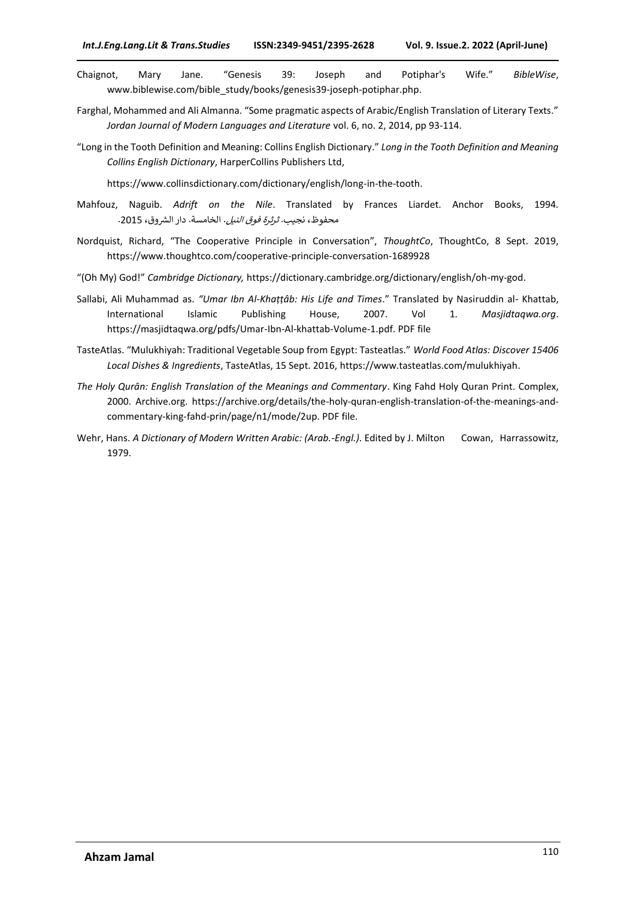Chaignot, Mary Jane. "Genesis 39: Joseph and Potiphar's Wife." *BibleWise*, www.biblewise.com/bible_study/books/genesis39-joseph-potiphar.php.

Farghal, Mohammed and Ali Almanna. "Some pragmatic aspects of Arabic/English Translation of Literary Texts." *Jordan Journal of Modern Languages and Literature* vol. 6, no. 2, 2014, pp 93-114.

"Long in the Tooth Definition and Meaning: Collins English Dictionary." *Long in the Tooth Definition and Meaning Collins English Dictionary*, HarperCollins Publishers Ltd,

https://www.collinsdictionary.com/dictionary/english/long-in-the-tooth.

Mahfouz, Naguib. *Adrift on the Nile*. Translated by Frances Liardet. Anchor Books, 1994. محفوظ، نجيب. *ثرثرة فوق النيل*. الخامسة. دار الشروق، 2015.

Nordquist, Richard, "The Cooperative Principle in Conversation", *ThoughtCo*, ThoughtCo, 8 Sept. 2019, https://www.thoughtco.com/cooperative-principle-conversation-1689928

"(Oh My) God!" *Cambridge Dictionary,* https://dictionary.cambridge.org/dictionary/english/oh-my-god.

Sallabi, Ali Muhammad as. *"Umar Ibn Al-Khaṭṭâb: His Life and Times*." Translated by Nasiruddin al- Khattab, International Islamic Publishing House, 2007. Vol 1. *Masjidtaqwa.org*. https://masjidtaqwa.org/pdfs/Umar-Ibn-Al-khattab-Volume-1.pdf. PDF file

TasteAtlas. "Mulukhiyah: Traditional Vegetable Soup from Egypt: Tasteatlas." *World Food Atlas: Discover 15406 Local Dishes & Ingredients*, TasteAtlas, 15 Sept. 2016, https://www.tasteatlas.com/mulukhiyah.

*The Holy Qurān: English Translation of the Meanings and Commentary*. King Fahd Holy Quran Print. Complex, 2000. Archive.org. https://archive.org/details/the-holy-quran-english-translation-of-the-meanings-and-commentary-king-fahd-prin/page/n1/mode/2up. PDF file.

Wehr, Hans. *A Dictionary of Modern Written Arabic: (Arab.-Engl.)*. Edited by J. Milton Cowan, Harrassowitz, 1979.